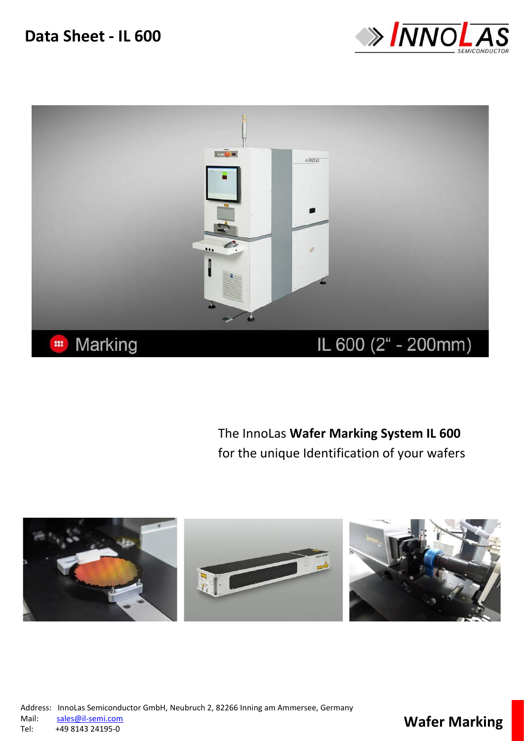# Data Sheet - IL 600

The InnoLas **Wafer Marking System IL 600** for the unique Identification of your wafers

Address: InnoLas Semiconductor GmbH, Neubruch 2, 82266 Inning am Ammersee, Germany
Mail: sales@il-semi.com
Tel: +49 8143 24195-0

**Wafer Marking**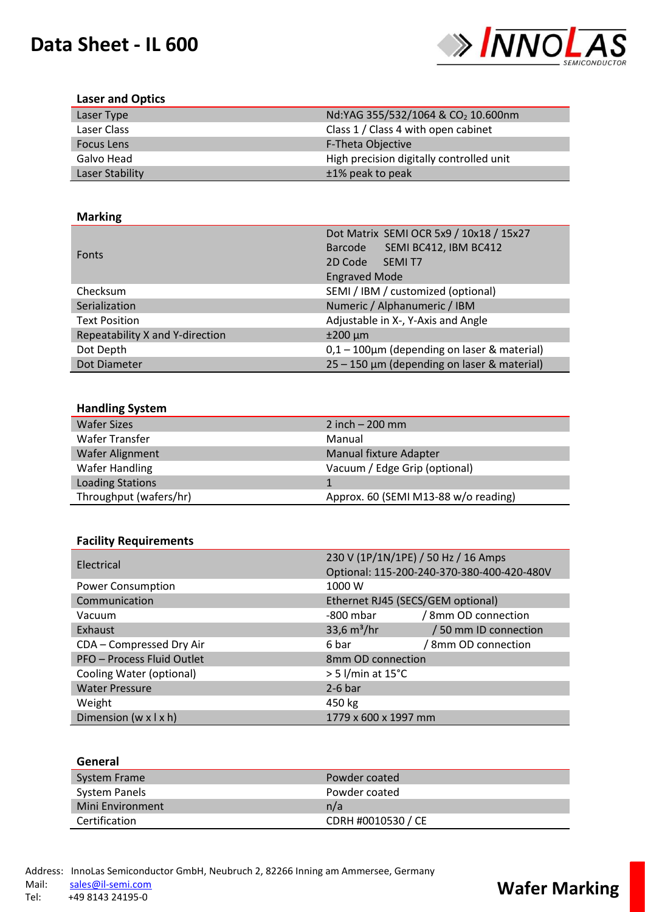# Data Sheet - IL 600

INNOLAS SEMICONDUCTOR

## Laser and Optics

| | |
|---|---|
| Laser Type | Nd:YAG 355/532/1064 & $CO_2$ 10.600nm |
| Laser Class | Class 1 / Class 4 with open cabinet |
| Focus Lens | F-Theta Objective |
| Galvo Head | High precision digitally controlled unit |
| Laser Stability | ±1% peak to peak |

## Marking

| | |
|---|---|
| Fonts | Dot Matrix SEMI OCR 5x9 / 10x18 / 15x27<br>Barcode SEMI BC412, IBM BC412<br>2D Code SEMI T7<br>Engraved Mode |
| Checksum | SEMI / IBM / customized (optional) |
| Serialization | Numeric / Alphanumeric / IBM |
| Text Position | Adjustable in X-, Y-Axis and Angle |
| Repeatability X and Y-direction | ±200 µm |
| Dot Depth | 0,1 – 100µm (depending on laser & material) |
| Dot Diameter | 25 – 150 µm (depending on laser & material) |

## Handling System

| | |
|---|---|
| Wafer Sizes | 2 inch – 200 mm |
| Wafer Transfer | Manual |
| Wafer Alignment | Manual fixture Adapter |
| Wafer Handling | Vacuum / Edge Grip (optional) |
| Loading Stations | 1 |
| Throughput (wafers/hr) | Approx. 60 (SEMI M13-88 w/o reading) |

## Facility Requirements

| | |
|---|---|
| Electrical | 230 V (1P/1N/1PE) / 50 Hz / 16 Amps<br>Optional: 115-200-240-370-380-400-420-480V |
| Power Consumption | 1000 W |
| Communication | Ethernet RJ45 (SECS/GEM optional) |
| Vacuum | -800 mbar / 8mm OD connection |
| Exhaust | 33,6 $m^3$/hr / 50 mm ID connection |
| CDA – Compressed Dry Air | 6 bar / 8mm OD connection |
| PFO – Process Fluid Outlet | 8mm OD connection |
| Cooling Water (optional) | > 5 l/min at 15°C |
| Water Pressure | 2-6 bar |
| Weight | 450 kg |
| Dimension (w x l x h) | 1779 x 600 x 1997 mm |

## General

| | |
|---|---|
| System Frame | Powder coated |
| System Panels | Powder coated |
| Mini Environment | n/a |
| Certification | CDRH #0010530 / CE |

Address: InnoLas Semiconductor GmbH, Neubruch 2, 82266 Inning am Ammersee, Germany
Mail: sales@il-semi.com
Tel: +49 8143 24195-0

**Wafer Marking**